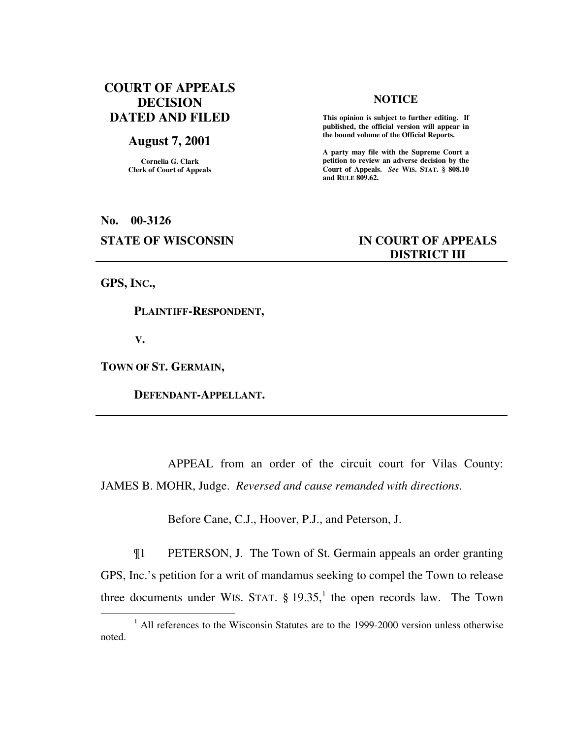**COURT OF APPEALS DECISION DATED AND FILED**

**August 7, 2001**

Cornelia G. Clark
Clerk of Court of Appeals

**NOTICE**

**This opinion is subject to further editing. If published, the official version will appear in the bound volume of the Official Reports.**

**A party may file with the Supreme Court a petition to review an adverse decision by the Court of Appeals.** ***See*** **WIS. STAT. § 808.10 and RULE 809.62.**

**No. 00-3126**

**STATE OF WISCONSIN** **IN COURT OF APPEALS DISTRICT III**

---

**GPS, INC.,**

**PLAINTIFF-RESPONDENT,**

**V.**

**TOWN OF ST. GERMAIN,**

**DEFENDANT-APPELLANT.**

---

APPEAL from an order of the circuit court for Vilas County: JAMES B. MOHR, Judge. *Reversed and cause remanded with directions*.

Before Cane, C.J., Hoover, P.J., and Peterson, J.

¶1 PETERSON, J. The Town of St. Germain appeals an order granting GPS, Inc.'s petition for a writ of mandamus seeking to compel the Town to release three documents under WIS. STAT. § 19.35,[1] the open records law. The Town

[1] All references to the Wisconsin Statutes are to the 1999-2000 version unless otherwise noted.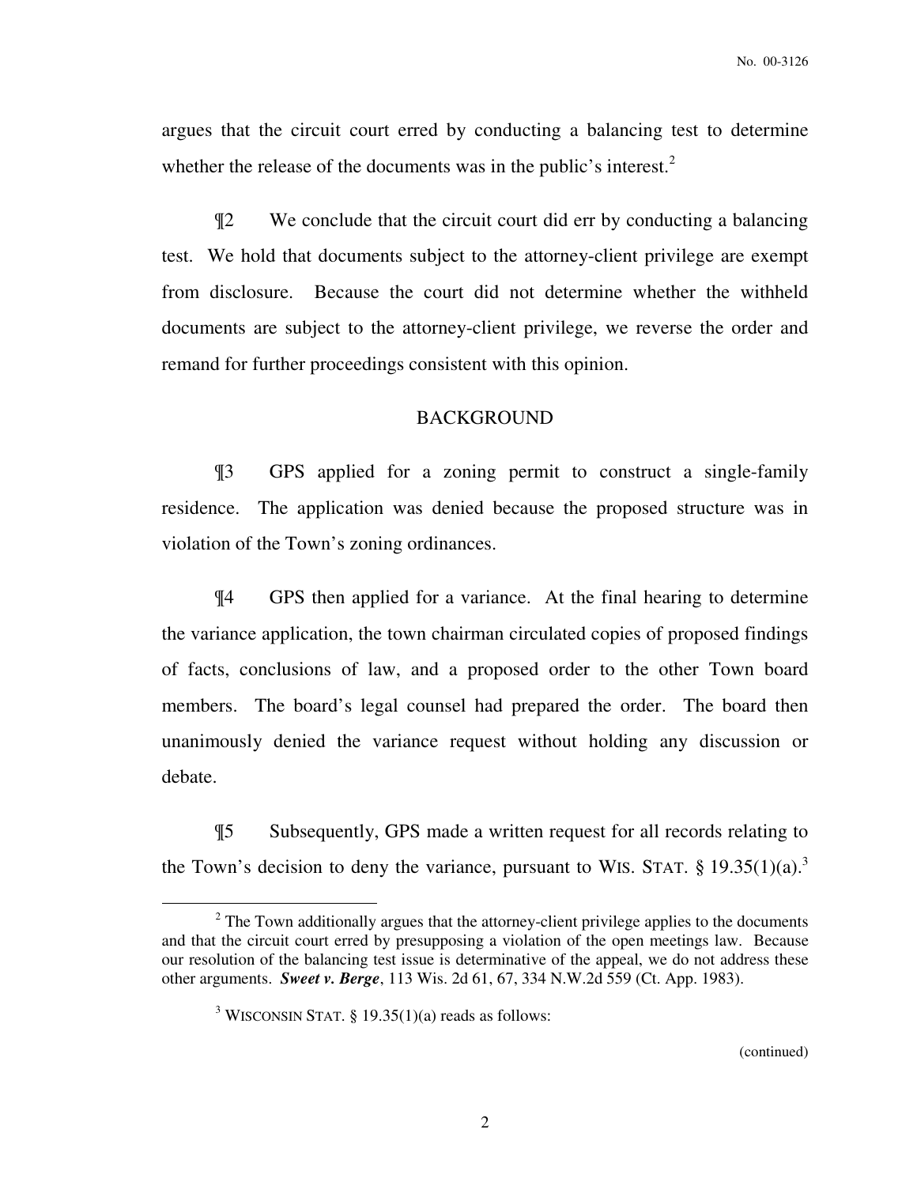argues that the circuit court erred by conducting a balancing test to determine whether the release of the documents was in the public's interest.[2]

¶2 We conclude that the circuit court did err by conducting a balancing test. We hold that documents subject to the attorney-client privilege are exempt from disclosure. Because the court did not determine whether the withheld documents are subject to the attorney-client privilege, we reverse the order and remand for further proceedings consistent with this opinion.

## BACKGROUND

¶3 GPS applied for a zoning permit to construct a single-family residence. The application was denied because the proposed structure was in violation of the Town's zoning ordinances.

¶4 GPS then applied for a variance. At the final hearing to determine the variance application, the town chairman circulated copies of proposed findings of facts, conclusions of law, and a proposed order to the other Town board members. The board's legal counsel had prepared the order. The board then unanimously denied the variance request without holding any discussion or debate.

¶5 Subsequently, GPS made a written request for all records relating to the Town's decision to deny the variance, pursuant to WIS. STAT. § 19.35(1)(a).[3]

---

[2] The Town additionally argues that the attorney-client privilege applies to the documents and that the circuit court erred by presupposing a violation of the open meetings law. Because our resolution of the balancing test issue is determinative of the appeal, we do not address these other arguments. ***Sweet v. Berge***, 113 Wis. 2d 61, 67, 334 N.W.2d 559 (Ct. App. 1983).

[3] WISCONSIN STAT. § 19.35(1)(a) reads as follows:

(continued)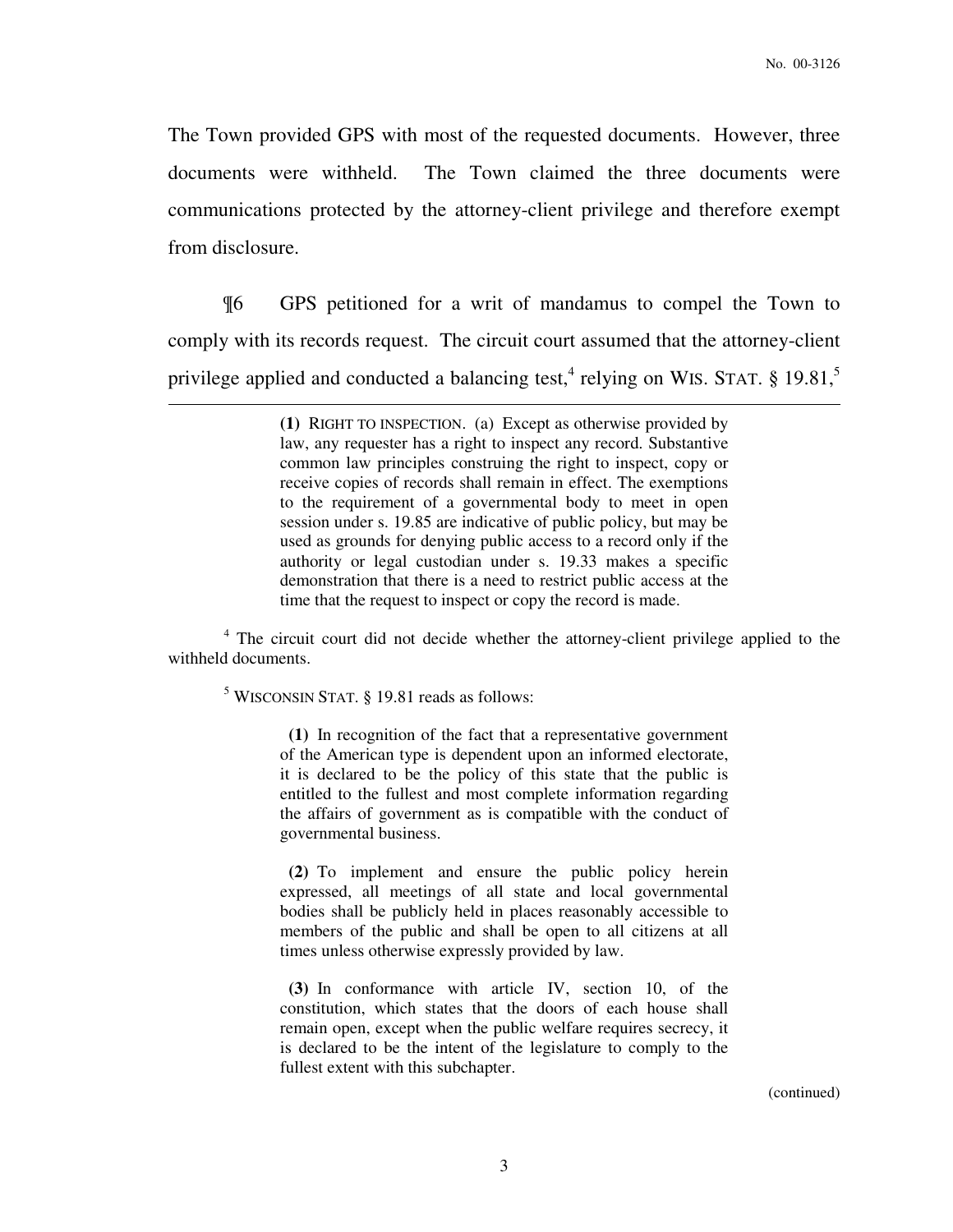The Town provided GPS with most of the requested documents. However, three documents were withheld. The Town claimed the three documents were communications protected by the attorney-client privilege and therefore exempt from disclosure.

¶6 GPS petitioned for a writ of mandamus to compel the Town to comply with its records request. The circuit court assumed that the attorney-client privilege applied and conducted a balancing test,[4] relying on WIS. STAT. § 19.81,[5]

---

> **(1)** RIGHT TO INSPECTION. (a) Except as otherwise provided by law, any requester has a right to inspect any record. Substantive common law principles construing the right to inspect, copy or receive copies of records shall remain in effect. The exemptions to the requirement of a governmental body to meet in open session under s. 19.85 are indicative of public policy, but may be used as grounds for denying public access to a record only if the authority or legal custodian under s. 19.33 makes a specific demonstration that there is a need to restrict public access at the time that the request to inspect or copy the record is made.

[4] The circuit court did not decide whether the attorney-client privilege applied to the withheld documents.

[5] WISCONSIN STAT. § 19.81 reads as follows:

> **(1)** In recognition of the fact that a representative government of the American type is dependent upon an informed electorate, it is declared to be the policy of this state that the public is entitled to the fullest and most complete information regarding the affairs of government as is compatible with the conduct of governmental business.
>
> **(2)** To implement and ensure the public policy herein expressed, all meetings of all state and local governmental bodies shall be publicly held in places reasonably accessible to members of the public and shall be open to all citizens at all times unless otherwise expressly provided by law.
>
> **(3)** In conformance with article IV, section 10, of the constitution, which states that the doors of each house shall remain open, except when the public welfare requires secrecy, it is declared to be the intent of the legislature to comply to the fullest extent with this subchapter.

(continued)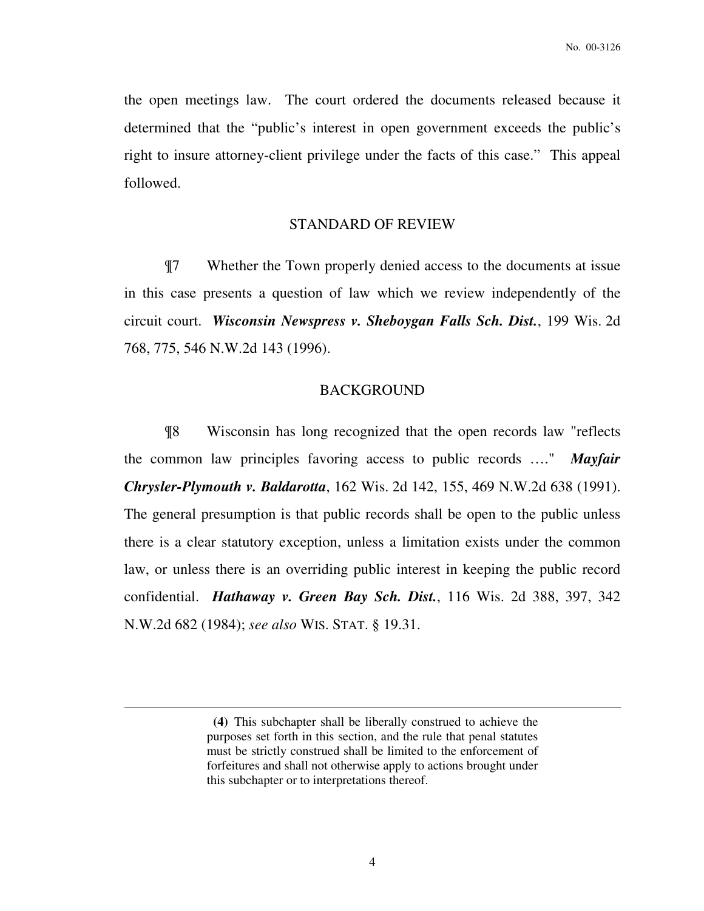the open meetings law. The court ordered the documents released because it determined that the "public's interest in open government exceeds the public's right to insure attorney-client privilege under the facts of this case." This appeal followed.

## STANDARD OF REVIEW

¶7 Whether the Town properly denied access to the documents at issue in this case presents a question of law which we review independently of the circuit court. ***Wisconsin Newspress v. Sheboygan Falls Sch. Dist.***, 199 Wis. 2d 768, 775, 546 N.W.2d 143 (1996).

## BACKGROUND

¶8 Wisconsin has long recognized that the open records law "reflects the common law principles favoring access to public records …." ***Mayfair Chrysler-Plymouth v. Baldarotta***, 162 Wis. 2d 142, 155, 469 N.W.2d 638 (1991). The general presumption is that public records shall be open to the public unless there is a clear statutory exception, unless a limitation exists under the common law, or unless there is an overriding public interest in keeping the public record confidential. ***Hathaway v. Green Bay Sch. Dist.***, 116 Wis. 2d 388, 397, 342 N.W.2d 682 (1984); *see also* WIS. STAT. § 19.31.

---

> **(4)** This subchapter shall be liberally construed to achieve the purposes set forth in this section, and the rule that penal statutes must be strictly construed shall be limited to the enforcement of forfeitures and shall not otherwise apply to actions brought under this subchapter or to interpretations thereof.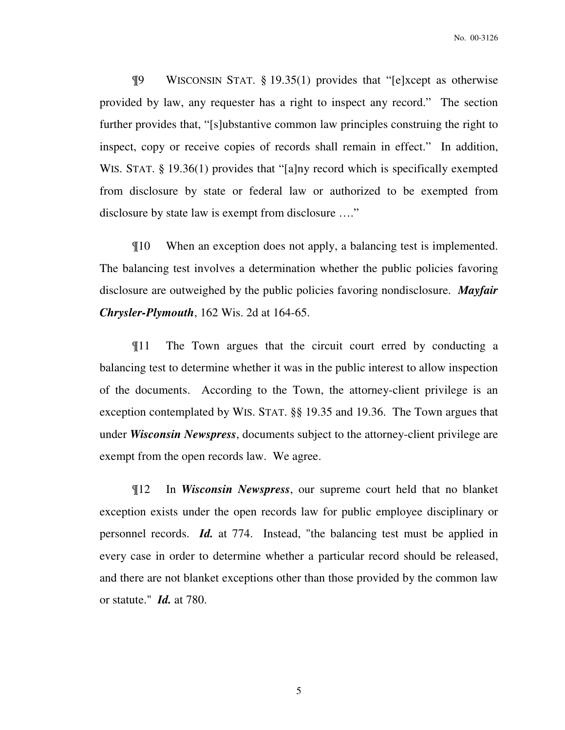¶9 WISCONSIN STAT. § 19.35(1) provides that "[e]xcept as otherwise provided by law, any requester has a right to inspect any record." The section further provides that, "[s]ubstantive common law principles construing the right to inspect, copy or receive copies of records shall remain in effect." In addition, WIS. STAT. § 19.36(1) provides that "[a]ny record which is specifically exempted from disclosure by state or federal law or authorized to be exempted from disclosure by state law is exempt from disclosure …."

¶10 When an exception does not apply, a balancing test is implemented. The balancing test involves a determination whether the public policies favoring disclosure are outweighed by the public policies favoring nondisclosure. ***Mayfair Chrysler-Plymouth***, 162 Wis. 2d at 164-65.

¶11 The Town argues that the circuit court erred by conducting a balancing test to determine whether it was in the public interest to allow inspection of the documents. According to the Town, the attorney-client privilege is an exception contemplated by WIS. STAT. §§ 19.35 and 19.36. The Town argues that under ***Wisconsin Newspress***, documents subject to the attorney-client privilege are exempt from the open records law. We agree.

¶12 In ***Wisconsin Newspress***, our supreme court held that no blanket exception exists under the open records law for public employee disciplinary or personnel records. ***Id.*** at 774. Instead, "the balancing test must be applied in every case in order to determine whether a particular record should be released, and there are not blanket exceptions other than those provided by the common law or statute." ***Id.*** at 780.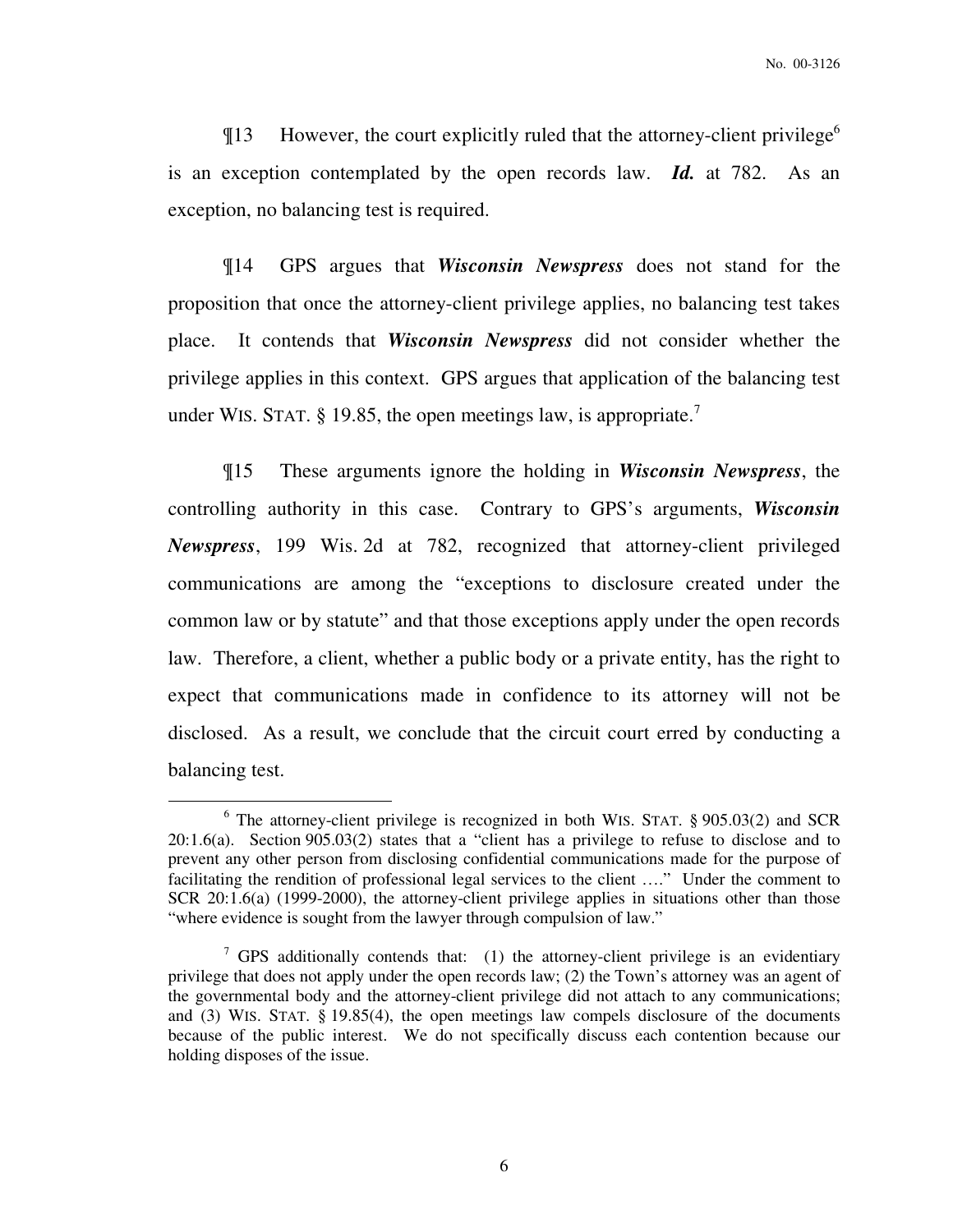¶13 However, the court explicitly ruled that the attorney-client privilege[6] is an exception contemplated by the open records law. ***Id.*** at 782. As an exception, no balancing test is required.

¶14 GPS argues that ***Wisconsin Newspress*** does not stand for the proposition that once the attorney-client privilege applies, no balancing test takes place. It contends that ***Wisconsin Newspress*** did not consider whether the privilege applies in this context. GPS argues that application of the balancing test under WIS. STAT. § 19.85, the open meetings law, is appropriate.[7]

¶15 These arguments ignore the holding in ***Wisconsin Newspress***, the controlling authority in this case. Contrary to GPS's arguments, ***Wisconsin Newspress***, 199 Wis. 2d at 782, recognized that attorney-client privileged communications are among the "exceptions to disclosure created under the common law or by statute" and that those exceptions apply under the open records law. Therefore, a client, whether a public body or a private entity, has the right to expect that communications made in confidence to its attorney will not be disclosed. As a result, we conclude that the circuit court erred by conducting a balancing test.

---

[6] The attorney-client privilege is recognized in both WIS. STAT. § 905.03(2) and SCR 20:1.6(a). Section 905.03(2) states that a "client has a privilege to refuse to disclose and to prevent any other person from disclosing confidential communications made for the purpose of facilitating the rendition of professional legal services to the client …." Under the comment to SCR 20:1.6(a) (1999-2000), the attorney-client privilege applies in situations other than those "where evidence is sought from the lawyer through compulsion of law."

[7] GPS additionally contends that: (1) the attorney-client privilege is an evidentiary privilege that does not apply under the open records law; (2) the Town's attorney was an agent of the governmental body and the attorney-client privilege did not attach to any communications; and (3) WIS. STAT. § 19.85(4), the open meetings law compels disclosure of the documents because of the public interest. We do not specifically discuss each contention because our holding disposes of the issue.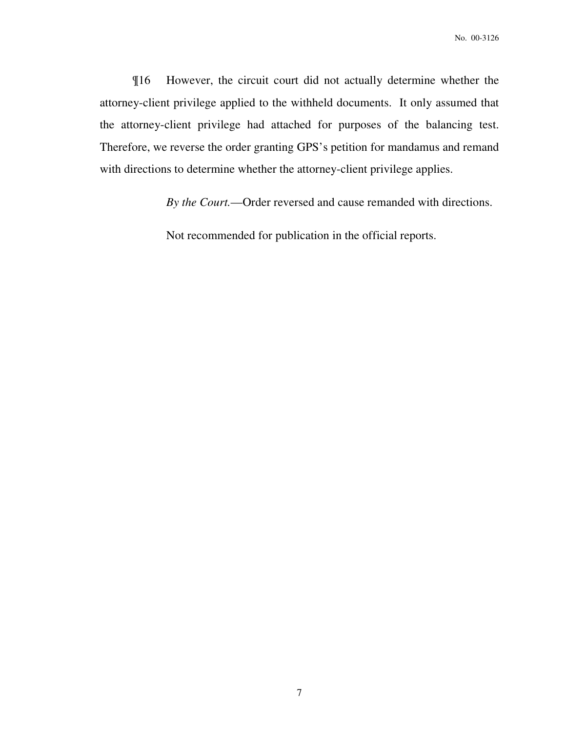¶16 However, the circuit court did not actually determine whether the attorney-client privilege applied to the withheld documents. It only assumed that the attorney-client privilege had attached for purposes of the balancing test. Therefore, we reverse the order granting GPS's petition for mandamus and remand with directions to determine whether the attorney-client privilege applies.

*By the Court.*—Order reversed and cause remanded with directions.

Not recommended for publication in the official reports.